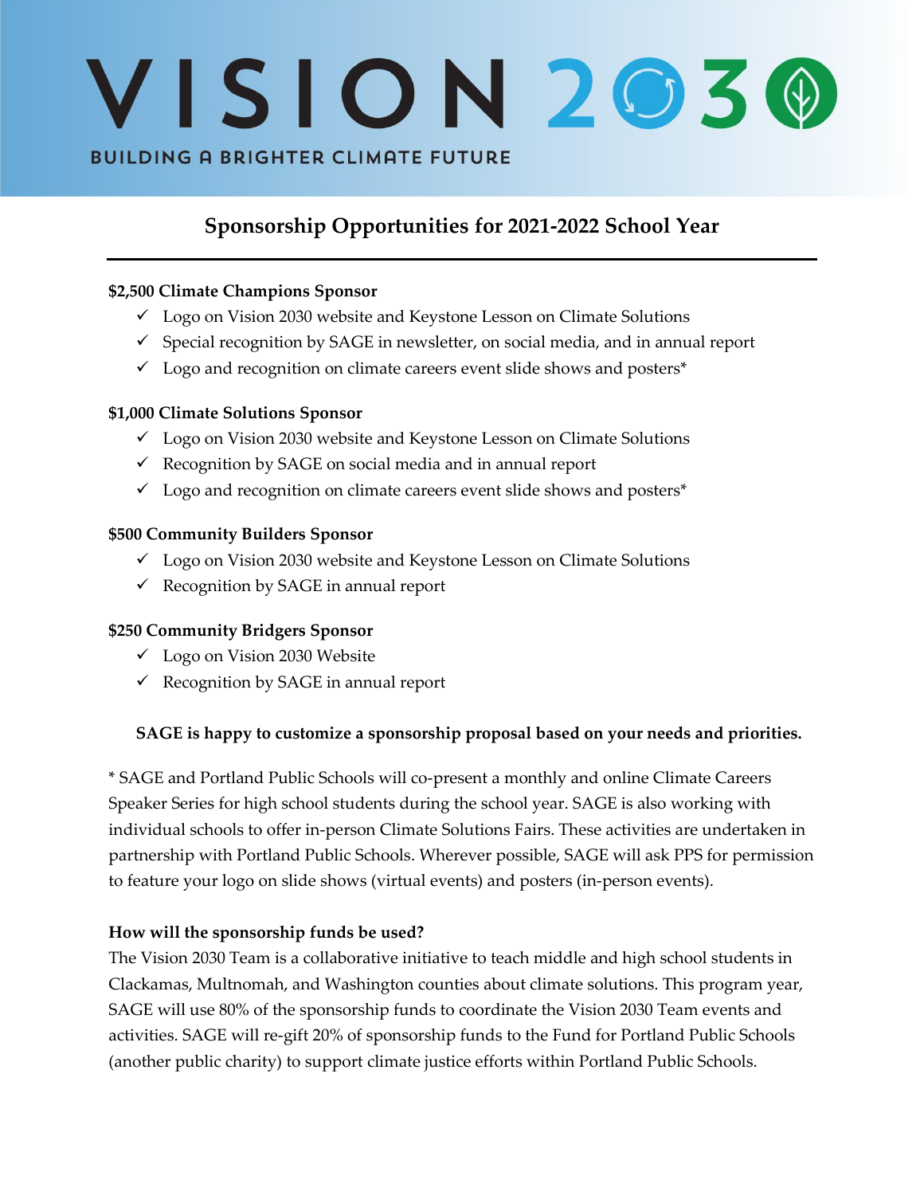# VISION 2030

BUILDING A BRIGHTER CLIMATE FUTURE

## Sponsorship Opportunities for 2021-2022 School Year

---

**$2,500 Climate Champions Sponsor**

- ✓ Logo on Vision 2030 website and Keystone Lesson on Climate Solutions
- ✓ Special recognition by SAGE in newsletter, on social media, and in annual report
- ✓ Logo and recognition on climate careers event slide shows and posters*

**$1,000 Climate Solutions Sponsor**

- ✓ Logo on Vision 2030 website and Keystone Lesson on Climate Solutions
- ✓ Recognition by SAGE on social media and in annual report
- ✓ Logo and recognition on climate careers event slide shows and posters*

**$500 Community Builders Sponsor**

- ✓ Logo on Vision 2030 website and Keystone Lesson on Climate Solutions
- ✓ Recognition by SAGE in annual report

**$250 Community Bridgers Sponsor**

- ✓ Logo on Vision 2030 Website
- ✓ Recognition by SAGE in annual report

**SAGE is happy to customize a sponsorship proposal based on your needs and priorities.**

* SAGE and Portland Public Schools will co-present a monthly and online Climate Careers Speaker Series for high school students during the school year. SAGE is also working with individual schools to offer in-person Climate Solutions Fairs. These activities are undertaken in partnership with Portland Public Schools. Wherever possible, SAGE will ask PPS for permission to feature your logo on slide shows (virtual events) and posters (in-person events).

**How will the sponsorship funds be used?**

The Vision 2030 Team is a collaborative initiative to teach middle and high school students in Clackamas, Multnomah, and Washington counties about climate solutions. This program year, SAGE will use 80% of the sponsorship funds to coordinate the Vision 2030 Team events and activities. SAGE will re-gift 20% of sponsorship funds to the Fund for Portland Public Schools (another public charity) to support climate justice efforts within Portland Public Schools.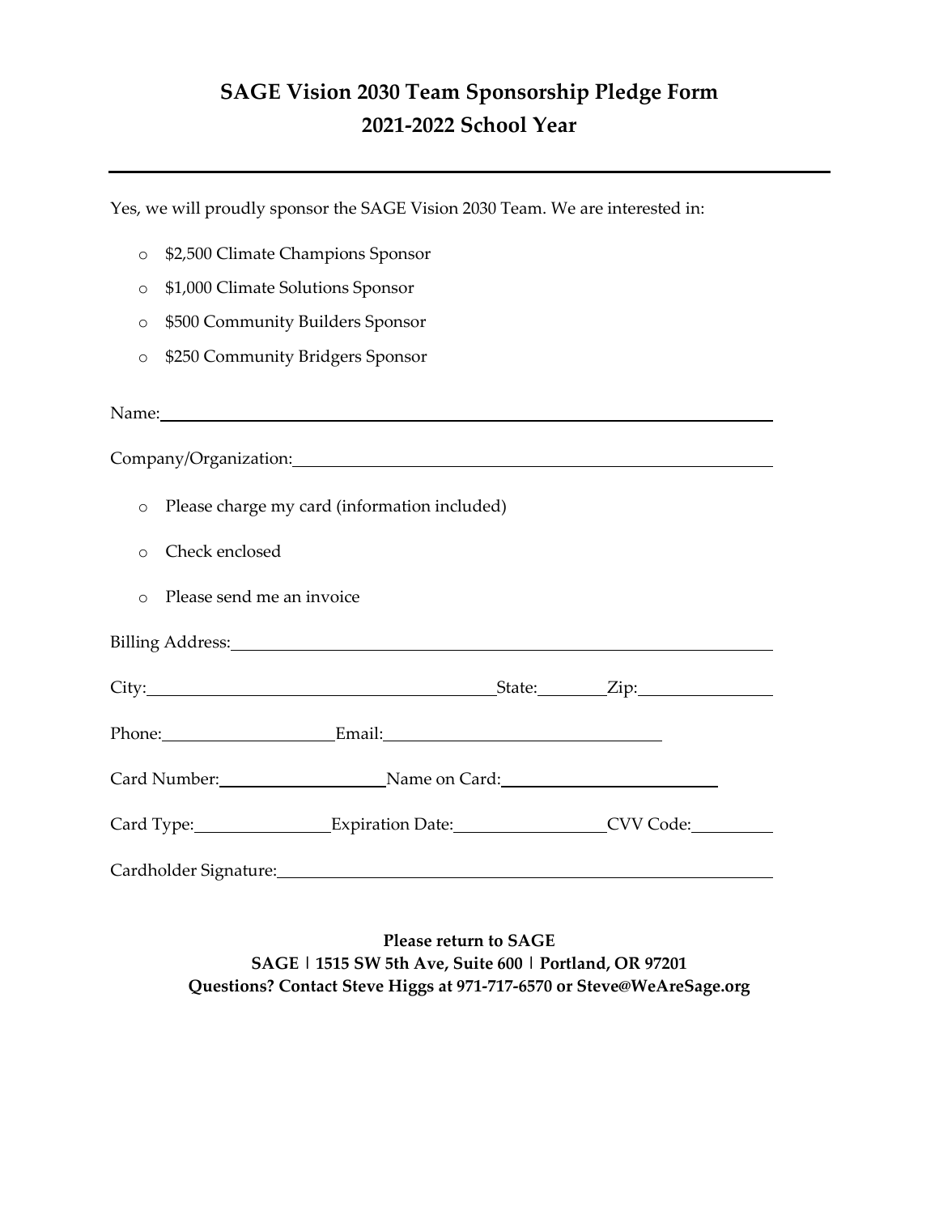# SAGE Vision 2030 Team Sponsorship Pledge Form
## 2021-2022 School Year

---

Yes, we will proudly sponsor the SAGE Vision 2030 Team. We are interested in:

- ☐ $2,500 Climate Champions Sponsor
- ☐ $1,000 Climate Solutions Sponsor
- ☐ $500 Community Builders Sponsor
- ☐ $250 Community Bridgers Sponsor

Name: ______________________________________________

Company/Organization: ______________________________________________

- ☐ Please charge my card (information included)
- ☐ Check enclosed
- ☐ Please send me an invoice

Billing Address: ______________________________________________

City: ______________________ State: ________ Zip: ______________

Phone: ______________________ Email: ______________________________

Card Number: ______________________ Name on Card: ______________________

Card Type: ______________ Expiration Date: ______________ CVV Code: __________

Cardholder Signature: ______________________________________________

**Please return to SAGE**
**SAGE | 1515 SW 5th Ave, Suite 600 | Portland, OR 97201**
**Questions? Contact Steve Higgs at 971-717-6570 or Steve@WeAreSage.org**